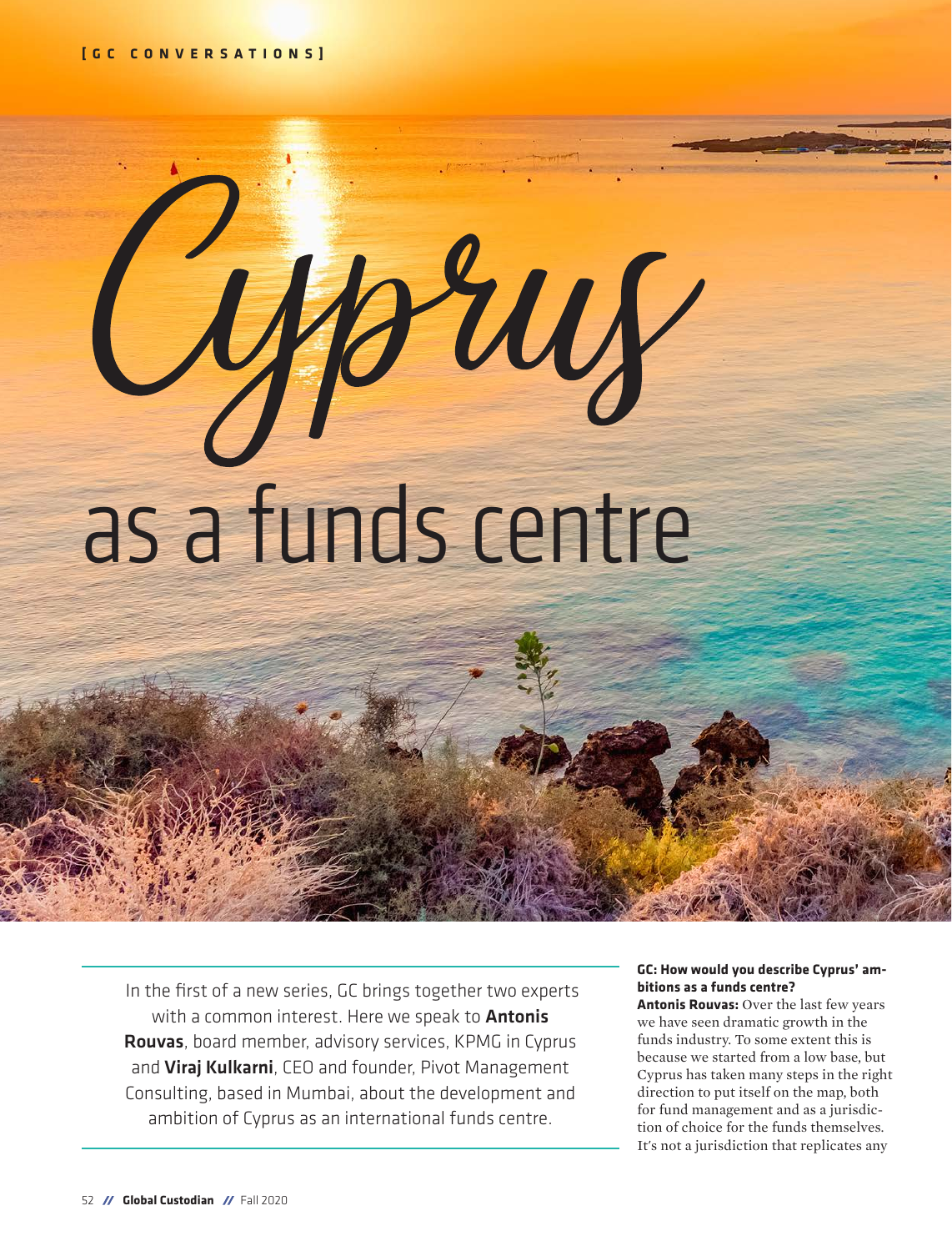[GC CONVERSATIONS]

# Cyprus as a funds centre

In the first of a new series, GC brings together two experts with a common interest. Here we speak to **Antonis Rouvas**, board member, advisory services, KPMG in Cyprus and **Viraj Kulkarni**, CEO and founder, Pivot Management Consulting, based in Mumbai, about the development and ambition of Cyprus as an international funds centre.

**GC: How would you describe Cyprus' ambitions as a funds centre?**

**Antonis Rouvas:** Over the last few years we have seen dramatic growth in the funds industry. To some extent this is because we started from a low base, but Cyprus has taken many steps in the right direction to put itself on the map, both for fund management and as a jurisdiction of choice for the funds themselves. It's not a jurisdiction that replicates any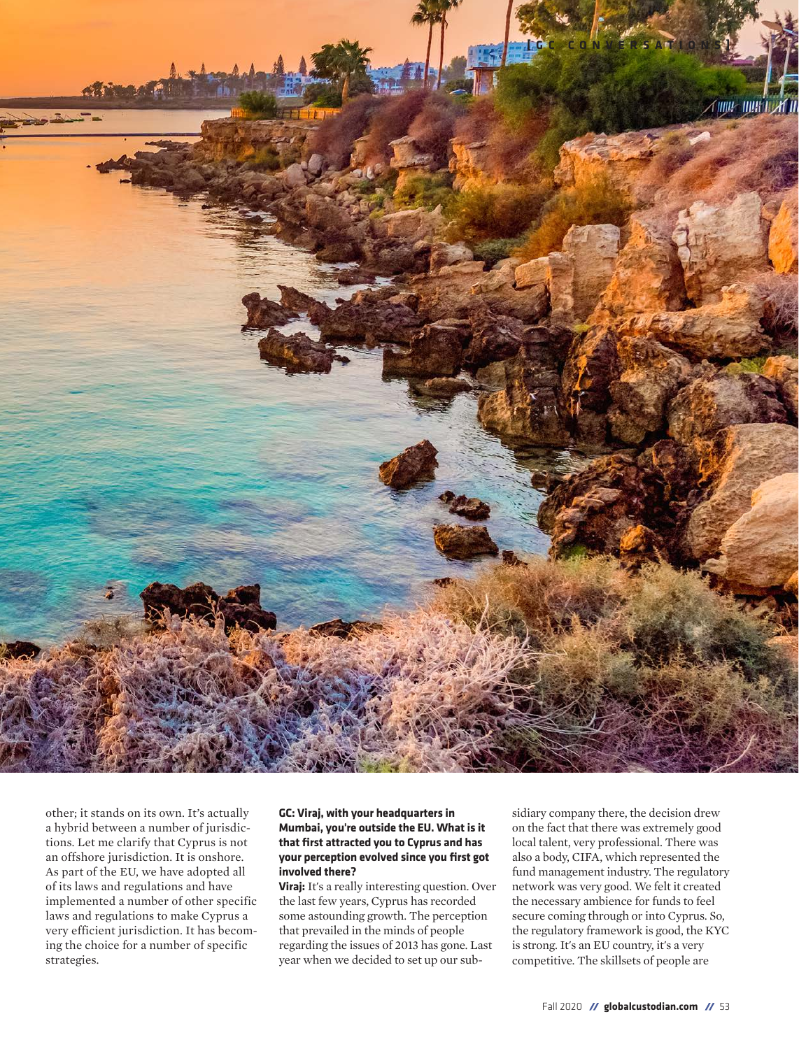other; it stands on its own. It's actually a hybrid between a number of jurisdictions. Let me clarify that Cyprus is not an offshore jurisdiction. It is onshore. As part of the EU, we have adopted all of its laws and regulations and have implemented a number of other specific laws and regulations to make Cyprus a very efficient jurisdiction. It has becoming the choice for a number of specific strategies.

**GC: Viraj, with your headquarters in Mumbai, you're outside the EU. What is it that first attracted you to Cyprus and has your perception evolved since you first got involved there?**

**Viraj:** It's a really interesting question. Over the last few years, Cyprus has recorded some astounding growth. The perception that prevailed in the minds of people regarding the issues of 2013 has gone. Last year when we decided to set up our subsidiary company there, the decision drew on the fact that there was extremely good local talent, very professional. There was also a body, CIFA, which represented the fund management industry. The regulatory network was very good. We felt it created the necessary ambience for funds to feel secure coming through or into Cyprus. So, the regulatory framework is good, the KYC is strong. It's an EU country, it's a very competitive. The skillsets of people are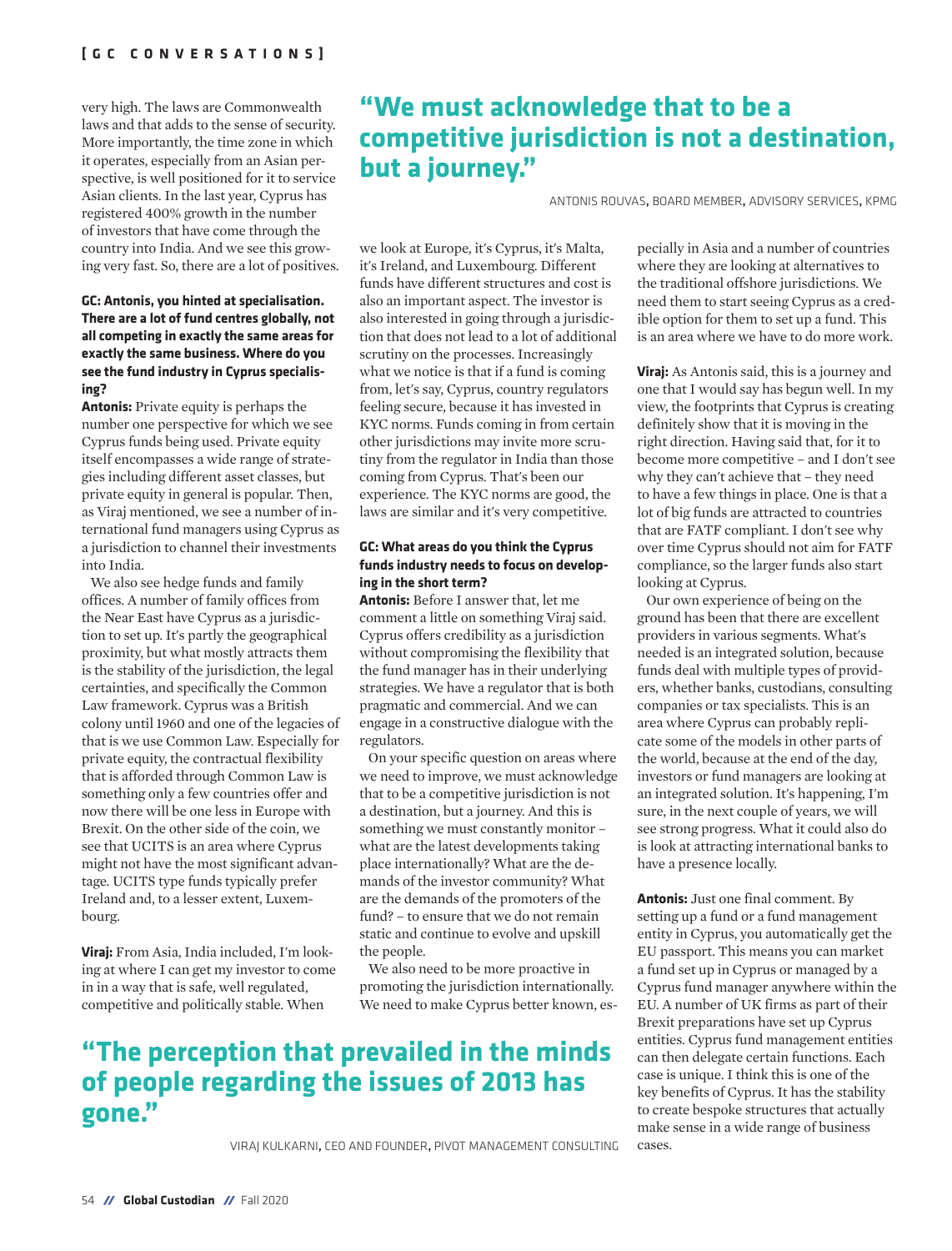very high. The laws are Commonwealth laws and that adds to the sense of security. More importantly, the time zone in which it operates, especially from an Asian perspective, is well positioned for it to service Asian clients. In the last year, Cyprus has registered 400% growth in the number of investors that have come through the country into India. And we see this growing very fast. So, there are a lot of positives.

**GC: Antonis, you hinted at specialisation. There are a lot of fund centres globally, not all competing in exactly the same areas for exactly the same business. Where do you see the fund industry in Cyprus specialising?**

**Antonis:** Private equity is perhaps the number one perspective for which we see Cyprus funds being used. Private equity itself encompasses a wide range of strategies including different asset classes, but private equity in general is popular. Then, as Viraj mentioned, we see a number of international fund managers using Cyprus as a jurisdiction to channel their investments into India.

We also see hedge funds and family offices. A number of family offices from the Near East have Cyprus as a jurisdiction to set up. It's partly the geographical proximity, but what mostly attracts them is the stability of the jurisdiction, the legal certainties, and specifically the Common Law framework. Cyprus was a British colony until 1960 and one of the legacies of that is we use Common Law. Especially for private equity, the contractual flexibility that is afforded through Common Law is something only a few countries offer and now there will be one less in Europe with Brexit. On the other side of the coin, we see that UCITS is an area where Cyprus might not have the most significant advantage. UCITS type funds typically prefer Ireland and, to a lesser extent, Luxembourg.

**Viraj:** From Asia, India included, I'm looking at where I can get my investor to come in in a way that is safe, well regulated, competitive and politically stable. When we look at Europe, it's Cyprus, it's Malta, it's Ireland, and Luxembourg. Different funds have different structures and cost is also an important aspect. The investor is also interested in going through a jurisdiction that does not lead to a lot of additional scrutiny on the processes. Increasingly what we notice is that if a fund is coming from, let's say, Cyprus, country regulators feeling secure, because it has invested in KYC norms. Funds coming in from certain other jurisdictions may invite more scrutiny from the regulator in India than those coming from Cyprus. That's been our experience. The KYC norms are good, the laws are similar and it's very competitive.

## "We must acknowledge that to be a competitive jurisdiction is not a destination, but a journey."

ANTONIS ROUVAS, BOARD MEMBER, ADVISORY SERVICES, KPMG

**GC: What areas do you think the Cyprus funds industry needs to focus on developing in the short term?**

**Antonis:** Before I answer that, let me comment a little on something Viraj said. Cyprus offers credibility as a jurisdiction without compromising the flexibility that the fund manager has in their underlying strategies. We have a regulator that is both pragmatic and commercial. And we can engage in a constructive dialogue with the regulators.

On your specific question on areas where we need to improve, we must acknowledge that to be a competitive jurisdiction is not a destination, but a journey. And this is something we must constantly monitor – what are the latest developments taking place internationally? What are the demands of the investor community? What are the demands of the promoters of the fund? – to ensure that we do not remain static and continue to evolve and upskill the people.

We also need to be more proactive in promoting the jurisdiction internationally. We need to make Cyprus better known, especially in Asia and a number of countries where they are looking at alternatives to the traditional offshore jurisdictions. We need them to start seeing Cyprus as a credible option for them to set up a fund. This is an area where we have to do more work.

**Viraj:** As Antonis said, this is a journey and one that I would say has begun well. In my view, the footprints that Cyprus is creating definitely show that it is moving in the right direction. Having said that, for it to become more competitive – and I don't see why they can't achieve that – they need to have a few things in place. One is that a lot of big funds are attracted to countries that are FATF compliant. I don't see why over time Cyprus should not aim for FATF compliance, so the larger funds also start looking at Cyprus.

Our own experience of being on the ground has been that there are excellent providers in various segments. What's needed is an integrated solution, because funds deal with multiple types of providers, whether banks, custodians, consulting companies or tax specialists. This is an area where Cyprus can probably replicate some of the models in other parts of the world, because at the end of the day, investors or fund managers are looking at an integrated solution. It's happening, I'm sure, in the next couple of years, we will see strong progress. What it could also do is look at attracting international banks to have a presence locally.

**Antonis:** Just one final comment. By setting up a fund or a fund management entity in Cyprus, you automatically get the EU passport. This means you can market a fund set up in Cyprus or managed by a Cyprus fund manager anywhere within the EU. A number of UK firms as part of their Brexit preparations have set up Cyprus entities. Cyprus fund management entities can then delegate certain functions. Each case is unique. I think this is one of the key benefits of Cyprus. It has the stability to create bespoke structures that actually make sense in a wide range of business cases.

## "The perception that prevailed in the minds of people regarding the issues of 2013 has gone."

VIRAJ KULKARNI, CEO AND FOUNDER, PIVOT MANAGEMENT CONSULTING